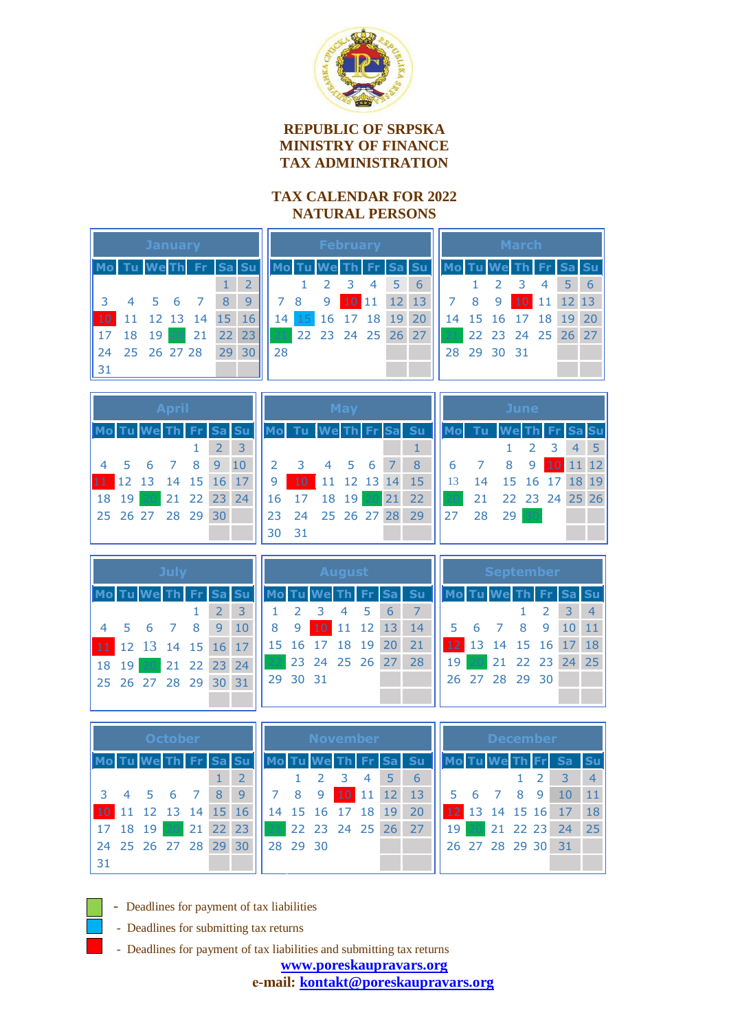**REPUBLIC OF SRPSKA**
**MINISTRY OF FINANCE**
**TAX ADMINISTRATION**

## TAX CALENDAR FOR 2022
## NATURAL PERSONS

### January

| Mo | Tu | We | Th | Fr | Sa | Su |
|---|---|---|---|---|---|---|
| | | | | | 1 | 2 |
| 3 | 4 | 5 | 6 | 7 | 8 | 9 |
| 10 | 11 | 12 | 13 | 14 | 15 | 16 |
| 17 | 18 | 19 | 20 | 21 | 22 | 23 |
| 24 | 25 | 26 | 27 | 28 | 29 | 30 |
| 31 | | | | | | |

### February

| Mo | Tu | We | Th | Fr | Sa | Su |
|---|---|---|---|---|---|---|
| | 1 | 2 | 3 | 4 | 5 | 6 |
| 7 | 8 | 9 | 10 | 11 | 12 | 13 |
| 14 | 15 | 16 | 17 | 18 | 19 | 20 |
| 21 | 22 | 23 | 24 | 25 | 26 | 27 |
| 28 | | | | | | |

### March

| Mo | Tu | We | Th | Fr | Sa | Su |
|---|---|---|---|---|---|---|
| | 1 | 2 | 3 | 4 | 5 | 6 |
| 7 | 8 | 9 | 10 | 11 | 12 | 13 |
| 14 | 15 | 16 | 17 | 18 | 19 | 20 |
| 21 | 22 | 23 | 24 | 25 | 26 | 27 |
| 28 | 29 | 30 | 31 | | | |

### April

| Mo | Tu | We | Th | Fr | Sa | Su |
|---|---|---|---|---|---|---|
| | | | | 1 | 2 | 3 |
| 4 | 5 | 6 | 7 | 8 | 9 | 10 |
| 11 | 12 | 13 | 14 | 15 | 16 | 17 |
| 18 | 19 | 20 | 21 | 22 | 23 | 24 |
| 25 | 26 | 27 | 28 | 29 | 30 | |

### May

| Mo | Tu | We | Th | Fr | Sa | Su |
|---|---|---|---|---|---|---|
| | | | | | | 1 |
| 2 | 3 | 4 | 5 | 6 | 7 | 8 |
| 9 | 10 | 11 | 12 | 13 | 14 | 15 |
| 16 | 17 | 18 | 19 | 20 | 21 | 22 |
| 23 | 24 | 25 | 26 | 27 | 28 | 29 |
| 30 | 31 | | | | | |

### June

| Mo | Tu | We | Th | Fr | Sa | Su |
|---|---|---|---|---|---|---|
| | | 1 | 2 | 3 | 4 | 5 |
| 6 | 7 | 8 | 9 | 10 | 11 | 12 |
| 13 | 14 | 15 | 16 | 17 | 18 | 19 |
| 20 | 21 | 22 | 23 | 24 | 25 | 26 |
| 27 | 28 | 29 | 30 | | | |

### July

| Mo | Tu | We | Th | Fr | Sa | Su |
|---|---|---|---|---|---|---|
| | | | | 1 | 2 | 3 |
| 4 | 5 | 6 | 7 | 8 | 9 | 10 |
| 11 | 12 | 13 | 14 | 15 | 16 | 17 |
| 18 | 19 | 20 | 21 | 22 | 23 | 24 |
| 25 | 26 | 27 | 28 | 29 | 30 | 31 |

### August

| Mo | Tu | We | Th | Fr | Sa | Su |
|---|---|---|---|---|---|---|
| 1 | 2 | 3 | 4 | 5 | 6 | 7 |
| 8 | 9 | 10 | 11 | 12 | 13 | 14 |
| 15 | 16 | 17 | 18 | 19 | 20 | 21 |
| 22 | 23 | 24 | 25 | 26 | 27 | 28 |
| 29 | 30 | 31 | | | | |

### September

| Mo | Tu | We | Th | Fr | Sa | Su |
|---|---|---|---|---|---|---|
| | | | 1 | 2 | 3 | 4 |
| 5 | 6 | 7 | 8 | 9 | 10 | 11 |
| 12 | 13 | 14 | 15 | 16 | 17 | 18 |
| 19 | 20 | 21 | 22 | 23 | 24 | 25 |
| 26 | 27 | 28 | 29 | 30 | | |

### October

| Mo | Tu | We | Th | Fr | Sa | Su |
|---|---|---|---|---|---|---|
| | | | | | 1 | 2 |
| 3 | 4 | 5 | 6 | 7 | 8 | 9 |
| 10 | 11 | 12 | 13 | 14 | 15 | 16 |
| 17 | 18 | 19 | 20 | 21 | 22 | 23 |
| 24 | 25 | 26 | 27 | 28 | 29 | 30 |
| 31 | | | | | | |

### November

| Mo | Tu | We | Th | Fr | Sa | Su |
|---|---|---|---|---|---|---|
| | 1 | 2 | 3 | 4 | 5 | 6 |
| 7 | 8 | 9 | 10 | 11 | 12 | 13 |
| 14 | 15 | 16 | 17 | 18 | 19 | 20 |
| 21 | 22 | 23 | 24 | 25 | 26 | 27 |
| 28 | 29 | 30 | | | | |

### December

| Mo | Tu | We | Th | Fr | Sa | Su |
|---|---|---|---|---|---|---|
| | | | 1 | 2 | 3 | 4 |
| 5 | 6 | 7 | 8 | 9 | 10 | 11 |
| 12 | 13 | 14 | 15 | 16 | 17 | 18 |
| 19 | 20 | 21 | 22 | 23 | 24 | 25 |
| 26 | 27 | 28 | 29 | 30 | 31 | |

- Deadlines for payment of tax liabilities (green): January 20; February 21; March 21; April 20; May 20; June 20, 30; July 20; August 22; September 20; October 20; November 21; December 20
- Deadlines for submitting tax returns (blue): February 15
- Deadlines for payment of tax liabilities and submitting tax returns (red): January 10; February 10; March 10; April 11; May 10; June 10; July 11; August 10; September 12; October 10; November 10; December 12

**www.poreskaupravars.org**

**e-mail: kontakt@poreskaupravars.org**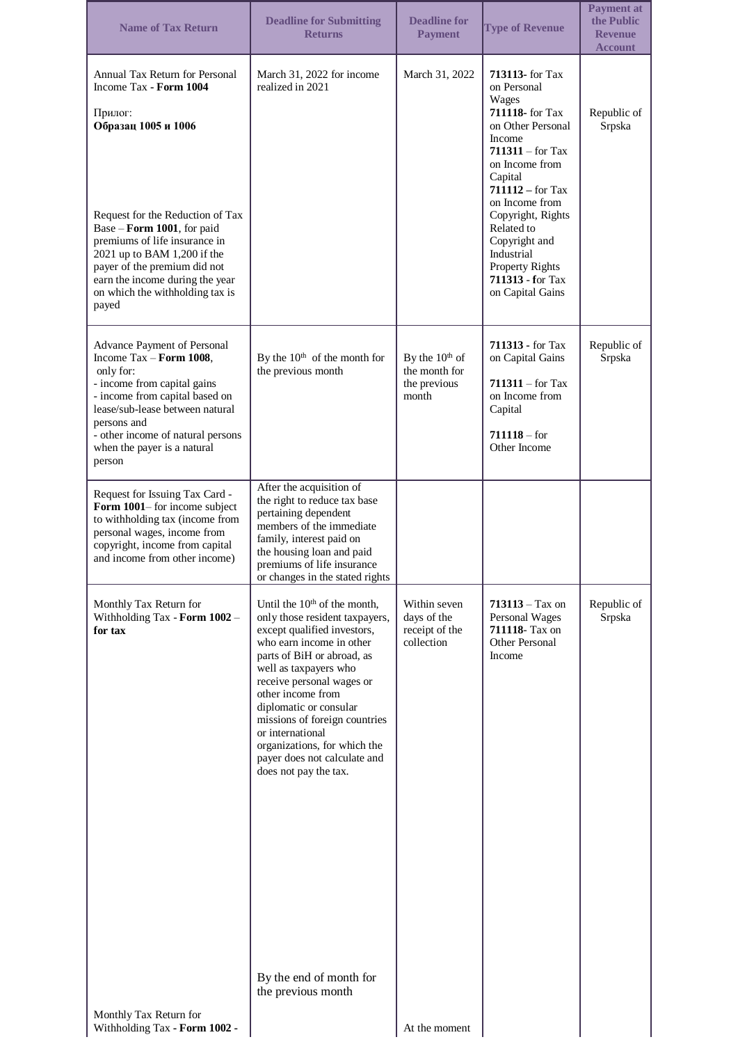| Name of Tax Return | Deadline for Submitting Returns | Deadline for Payment | Type of Revenue | Payment at the Public Revenue Account |
|---|---|---|---|---|
| Annual Tax Return for Personal Income Tax - **Form 1004**<br><br>Прилог:<br>**Образац 1005 и 1006**<br><br>Request for the Reduction of Tax Base – **Form 1001**, for paid premiums of life insurance in 2021 up to BAM 1,200 if the payer of the premium did not earn the income during the year on which the withholding tax is payed | March 31, 2022 for income realized in 2021 | March 31, 2022 | **713113-** for Tax on Personal Wages<br>**711118-** for Tax on Other Personal Income<br>**711311** – for Tax on Income from Capital<br>**711112 –** for Tax on Income from Copyright, Rights Related to Copyright and Industrial Property Rights<br>**711313 - f**or Tax on Capital Gains | Republic of Srpska |
| Advance Payment of Personal Income Tax – **Form 1008**, only for:<br>- income from capital gains<br>- income from capital based on lease/sub-lease between natural persons and<br>- other income of natural persons when the payer is a natural person | By the 10th of the month for the previous month | By the 10th of the month for the previous month | **711313 -** for Tax on Capital Gains<br><br>**711311** – for Tax on Income from Capital<br><br>**711118** – for Other Income | Republic of Srpska |
| Request for Issuing Tax Card - **Form 1001**– for income subject to withholding tax (income from personal wages, income from copyright, income from capital and income from other income) | After the acquisition of the right to reduce tax base pertaining dependent members of the immediate family, interest paid on the housing loan and paid premiums of life insurance or changes in the stated rights | | | |
| Monthly Tax Return for Withholding Tax **- Form 1002 – for tax** | Until the 10th of the month, only those resident taxpayers, except qualified investors, who earn income in other parts of BiH or abroad, as well as taxpayers who receive personal wages or other income from diplomatic or consular missions of foreign countries or international organizations, for which the payer does not calculate and does not pay the tax.<br><br>By the end of month for the previous month | Within seven days of the receipt of the collection | **713113** – Tax on Personal Wages<br>**711118-** Tax on Other Personal Income | Republic of Srpska |
| Monthly Tax Return for Withholding Tax **- Form 1002 -** | | At the moment | | |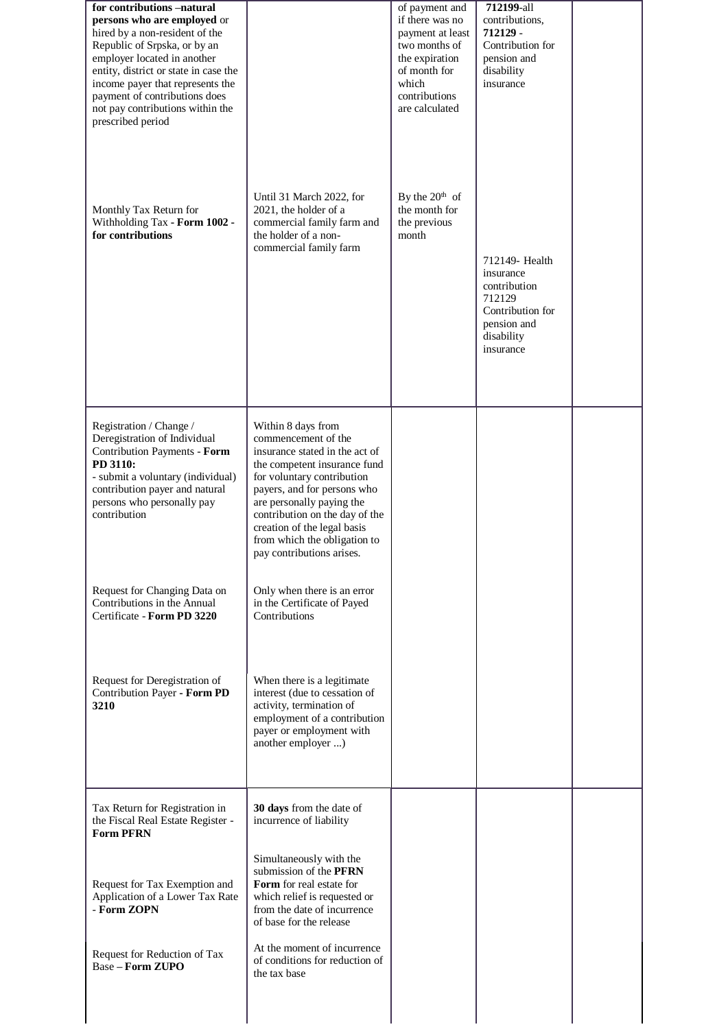| | | | | |
|---|---|---|---|---|
| **for contributions –natural persons who are employed** or hired by a non-resident of the Republic of Srpska, or by an employer located in another entity, district or state in case the income payer that represents the payment of contributions does not pay contributions within the prescribed period | | of payment and if there was no payment at least two months of the expiration of month for which contributions are calculated | **712199**-all contributions, **712129** - Contribution for pension and disability insurance | |
| Monthly Tax Return for Withholding Tax **- Form 1002 - for contributions** | Until 31 March 2022, for 2021, the holder of a commercial family farm and the holder of a non-commercial family farm | By the 20th of the month for the previous month | 712149- Health insurance contribution 712129 Contribution for pension and disability insurance | |
| Registration / Change / Deregistration of Individual Contribution Payments **- Form PD 3110:** - submit a voluntary (individual) contribution payer and natural persons who personally pay contribution | Within 8 days from commencement of the insurance stated in the act of the competent insurance fund for voluntary contribution payers, and for persons who are personally paying the contribution on the day of the creation of the legal basis from which the obligation to pay contributions arises. | | | |
| Request for Changing Data on Contributions in the Annual Certificate **- Form PD 3220** | Only when there is an error in the Certificate of Payed Contributions | | | |
| Request for Deregistration of Contribution Payer **- Form PD 3210** | When there is a legitimate interest (due to cessation of activity, termination of employment of a contribution payer or employment with another employer ...) | | | |
| Tax Return for Registration in the Fiscal Real Estate Register - **Form PFRN** | **30 days** from the date of incurrence of liability | | | |
| Request for Tax Exemption and Application of a Lower Tax Rate - **Form ZOPN** | Simultaneously with the submission of the **PFRN Form** for real estate for which relief is requested or from the date of incurrence of base for the release | | | |
| Request for Reduction of Tax Base **– Form ZUPO** | At the moment of incurrence of conditions for reduction of the tax base | | | |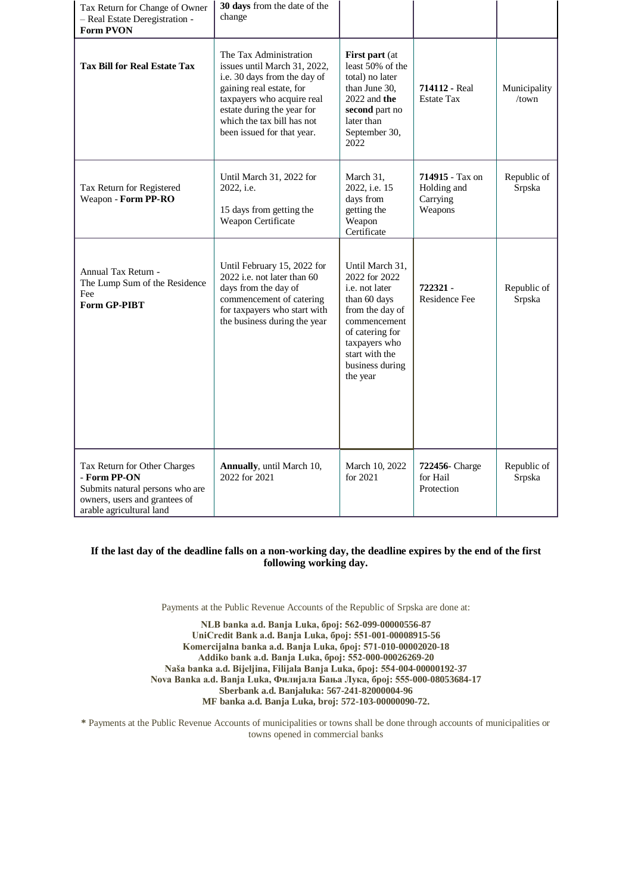| | | | | |
|---|---|---|---|---|
| Tax Return for Change of Owner – Real Estate Deregistration - **Form PVON** | **30 days** from the date of the change | | | |
| **Tax Bill for Real Estate Tax** | The Tax Administration issues until March 31, 2022, i.e. 30 days from the day of gaining real estate, for taxpayers who acquire real estate during the year for which the tax bill has not been issued for that year. | **First part** (at least 50% of the total) no later than June 30, 2022 and **the second** part no later than September 30, 2022 | **714112** - Real Estate Tax | Municipality /town |
| Tax Return for Registered Weapon - **Form PP-RO** | Until March 31, 2022 for 2022, i.e.<br><br>15 days from getting the Weapon Certificate | March 31, 2022, i.e. 15 days from getting the Weapon Certificate | **714915** - Tax on Holding and Carrying Weapons | Republic of Srpska |
| Annual Tax Return - The Lump Sum of the Residence Fee **Form GP-PIBT** | Until February 15, 2022 for 2022 i.e. not later than 60 days from the day of commencement of catering for taxpayers who start with the business during the year | Until March 31, 2022 for 2022 i.e. not later than 60 days from the day of commencement of catering for taxpayers who start with the business during the year | **722321** - Residence Fee | Republic of Srpska |
| Tax Return for Other Charges - **Form PP-ON** Submits natural persons who are owners, users and grantees of arable agricultural land | **Annually**, until March 10, 2022 for 2021 | March 10, 2022 for 2021 | **722456**- Charge for Hail Protection | Republic of Srpska |

**If the last day of the deadline falls on a non-working day, the deadline expires by the end of the first following working day.**

Payments at the Public Revenue Accounts of the Republic of Srpska are done at:

**NLB banka a.d. Banja Luka, број: 562-099-00000556-87**
**UniCredit Bank a.d. Banja Luka, број: 551-001-00008915-56**
**Komercijalna banka a.d. Banja Luka, број: 571-010-00002020-18**
**Addiko bank a.d. Banja Luka, број: 552-000-00026269-20**
**Naša banka a.d. Bijeljina, Filijala Banja Luka, број: 554-004-00000192-37**
**Nova Banka a.d. Banja Luka, Филијала Бања Лука, број: 555-000-08053684-17**
**Sberbank a.d. Banjaluka: 567-241-82000004-96**
**MF banka a.d. Banja Luka, broj: 572-103-00000090-72.**

**\*** Payments at the Public Revenue Accounts of municipalities or towns shall be done through accounts of municipalities or towns opened in commercial banks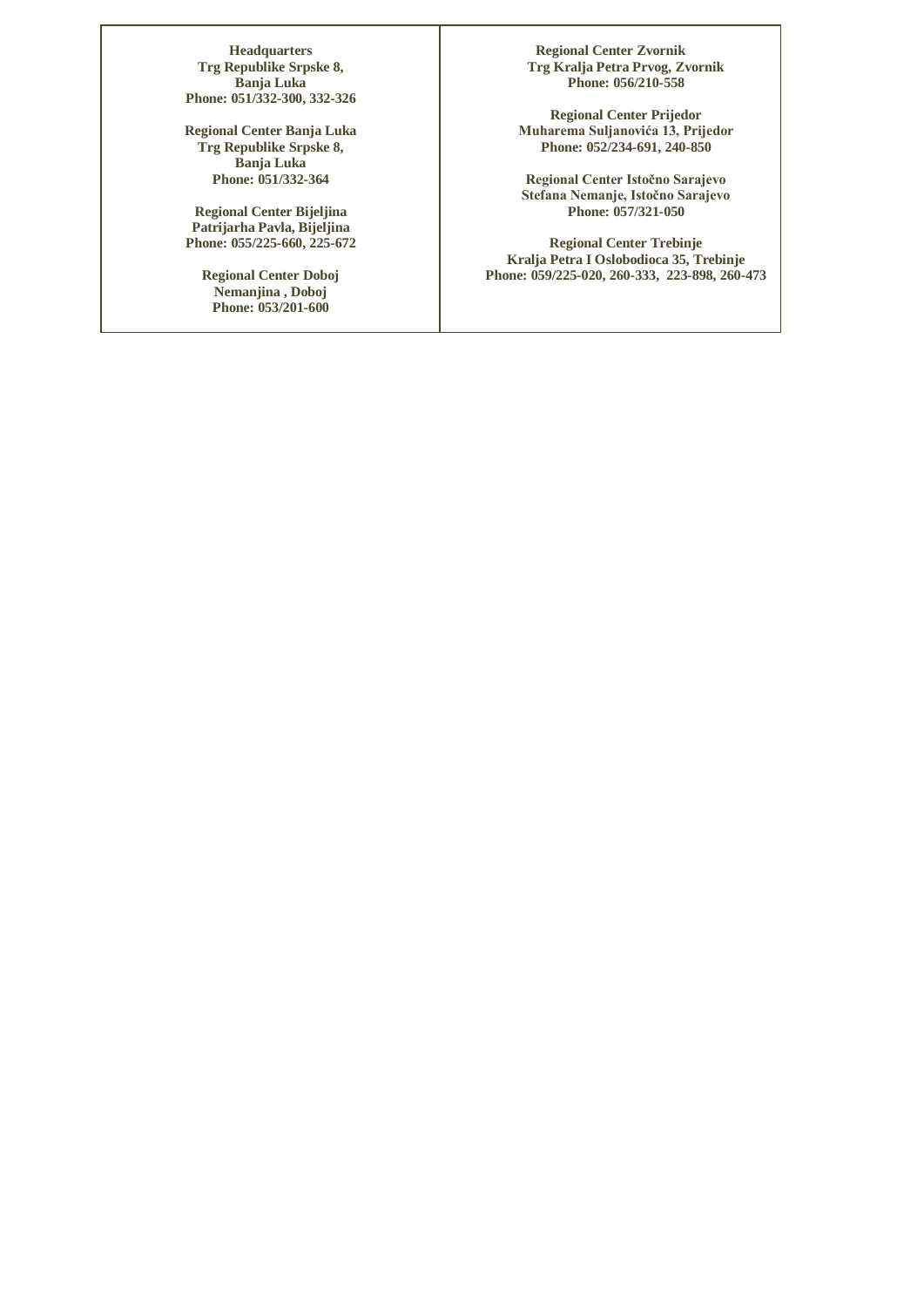**Headquarters**
**Trg Republike Srpske 8,**
**Banja Luka**
**Phone: 051/332-300, 332-326**

**Regional Center Banja Luka**
**Trg Republike Srpske 8,**
**Banja Luka**
**Phone: 051/332-364**

**Regional Center Bijeljina**
**Patrijarha Pavla, Bijeljina**
**Phone: 055/225-660, 225-672**

**Regional Center Doboj**
**Nemanjina , Doboj**
**Phone: 053/201-600**

**Regional Center Zvornik**
**Trg Kralja Petra Prvog, Zvornik**
**Phone: 056/210-558**

**Regional Center Prijedor**
**Muharema Suljanovića 13, Prijedor**
**Phone: 052/234-691, 240-850**

**Regional Center Istočno Sarajevo**
**Stefana Nemanje, Istočno Sarajevo**
**Phone: 057/321-050**

**Regional Center Trebinje**
**Kralja Petra I Oslobodioca 35, Trebinje**
**Phone: 059/225-020, 260-333, 223-898, 260-473**